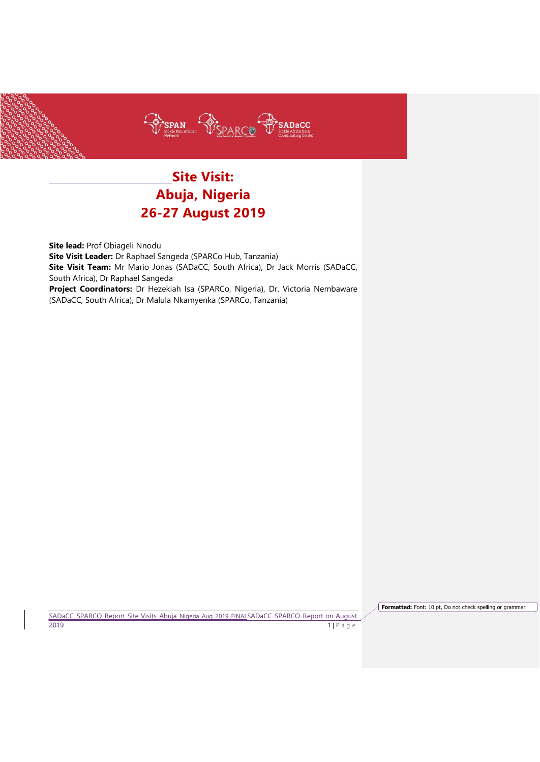# Site Visit:
# Abuja, Nigeria
# 26-27 August 2019

**Site lead:** Prof Obiageli Nnodu
**Site Visit Leader:** Dr Raphael Sangeda (SPARCo Hub, Tanzania)
**Site Visit Team:** Mr Mario Jonas (SADaCC, South Africa), Dr Jack Morris (SADaCC, South Africa), Dr Raphael Sangeda
**Project Coordinators:** Dr Hezekiah Isa (SPARCo, Nigeria), Dr. Victoria Nembaware (SADaCC, South Africa), Dr Malula Nkamyenka (SPARCo, Tanzania)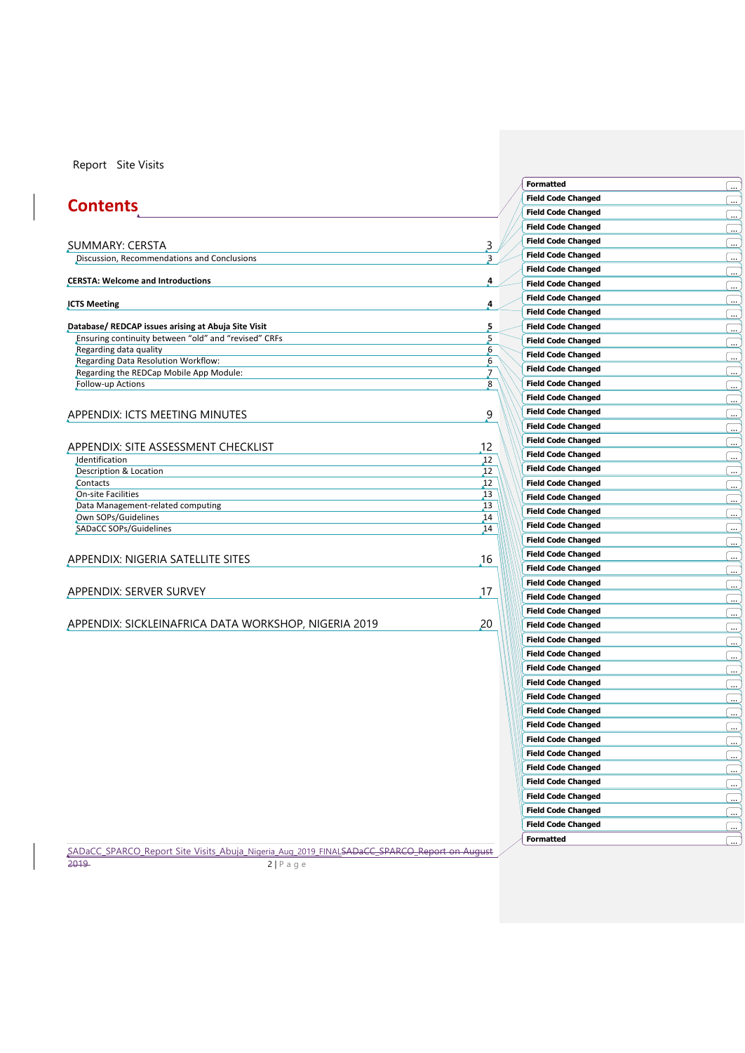# Contents

| | |
|---|---|
| SUMMARY: CERSTA | 3 |
| Discussion, Recommendations and Conclusions | 3 |
| **CERSTA: Welcome and Introductions** | **4** |
| **ICTS Meeting** | **4** |
| **Database/ REDCAP issues arising at Abuja Site Visit** | **5** |
| Ensuring continuity between "old" and "revised" CRFs | 5 |
| Regarding data quality | 6 |
| Regarding Data Resolution Workflow: | 6 |
| Regarding the REDCap Mobile App Module: | 7 |
| Follow-up Actions | 8 |
| APPENDIX: ICTS MEETING MINUTES | 9 |
| APPENDIX: SITE ASSESSMENT CHECKLIST | 12 |
| Identification | 12 |
| Description & Location | 12 |
| Contacts | 12 |
| On-site Facilities | 13 |
| Data Management-related computing | 13 |
| Own SOPs/Guidelines | 14 |
| SADaCC SOPs/Guidelines | 14 |
| APPENDIX: NIGERIA SATELLITE SITES | 16 |
| APPENDIX: SERVER SURVEY | 17 |
| APPENDIX: SICKLEINAFRICA DATA WORKSHOP, NIGERIA 2019 | 20 |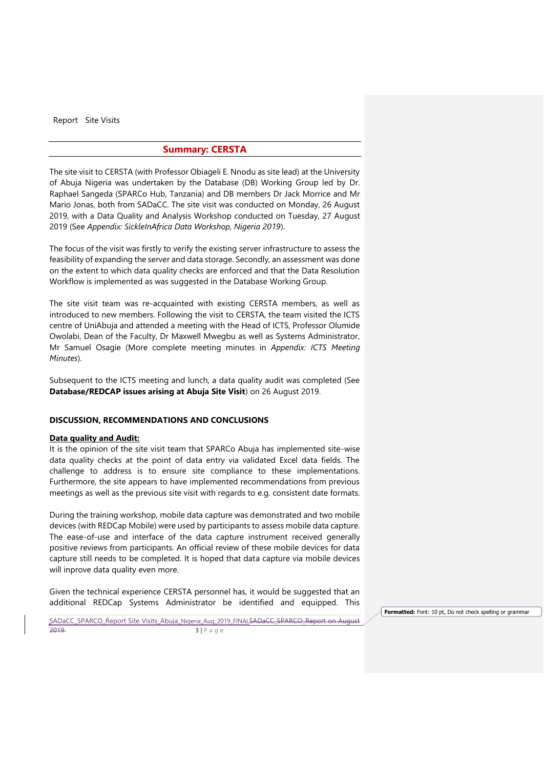Report Site Visits

## Summary: CERSTA

The site visit to CERSTA (with Professor Obiageli E. Nnodu as site lead) at the University of Abuja Nigeria was undertaken by the Database (DB) Working Group led by Dr. Raphael Sangeda (SPARCo Hub, Tanzania) and DB members Dr Jack Morrice and Mr Mario Jonas, both from SADaCC. The site visit was conducted on Monday, 26 August 2019, with a Data Quality and Analysis Workshop conducted on Tuesday, 27 August 2019 (See *Appendix: SickleInAfrica Data Workshop, Nigeria 2019*).

The focus of the visit was firstly to verify the existing server infrastructure to assess the feasibility of expanding the server and data storage. Secondly, an assessment was done on the extent to which data quality checks are enforced and that the Data Resolution Workflow is implemented as was suggested in the Database Working Group.

The site visit team was re-acquainted with existing CERSTA members, as well as introduced to new members. Following the visit to CERSTA, the team visited the ICTS centre of UniAbuja and attended a meeting with the Head of ICTS, Professor Olumide Owolabi, Dean of the Faculty, Dr Maxwell Mwegbu as well as Systems Administrator, Mr Samuel Osagie (More complete meeting minutes in *Appendix: ICTS Meeting Minutes*).

Subsequent to the ICTS meeting and lunch, a data quality audit was completed (See **Database/REDCAP issues arising at Abuja Site Visit**) on 26 August 2019.

### DISCUSSION, RECOMMENDATIONS AND CONCLUSIONS

**Data quality and Audit:**

It is the opinion of the site visit team that SPARCo Abuja has implemented site-wise data quality checks at the point of data entry via validated Excel data fields. The challenge to address is to ensure site compliance to these implementations. Furthermore, the site appears to have implemented recommendations from previous meetings as well as the previous site visit with regards to e.g. consistent date formats.

During the training workshop, mobile data capture was demonstrated and two mobile devices (with REDCap Mobile) were used by participants to assess mobile data capture. The ease-of-use and interface of the data capture instrument received generally positive reviews from participants. An official review of these mobile devices for data capture still needs to be completed. It is hoped that data capture via mobile devices will inprove data quality even more.

Given the technical experience CERSTA personnel has, it would be suggested that an additional REDCap Systems Administrator be identified and equipped. This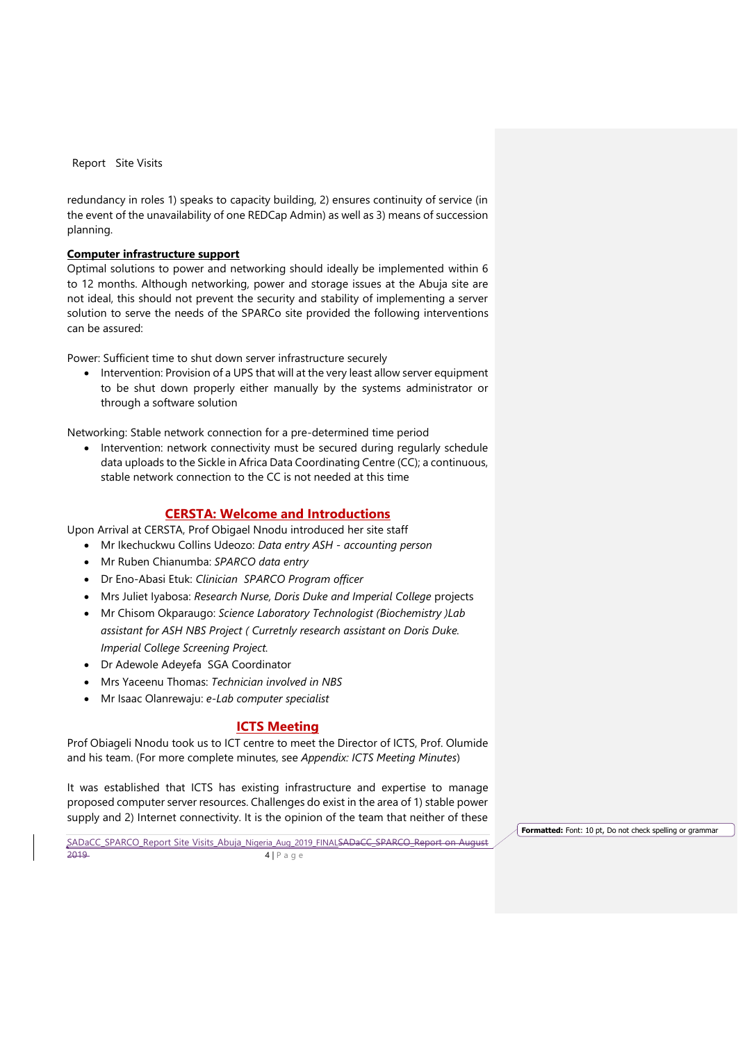redundancy in roles 1) speaks to capacity building, 2) ensures continuity of service (in the event of the unavailability of one REDCap Admin) as well as 3) means of succession planning.

**Computer infrastructure support**

Optimal solutions to power and networking should ideally be implemented within 6 to 12 months. Although networking, power and storage issues at the Abuja site are not ideal, this should not prevent the security and stability of implementing a server solution to serve the needs of the SPARCo site provided the following interventions can be assured:

Power: Sufficient time to shut down server infrastructure securely

- Intervention: Provision of a UPS that will at the very least allow server equipment to be shut down properly either manually by the systems administrator or through a software solution

Networking: Stable network connection for a pre-determined time period

- Intervention: network connectivity must be secured during regularly schedule data uploads to the Sickle in Africa Data Coordinating Centre (CC); a continuous, stable network connection to the CC is not needed at this time

## CERSTA: Welcome and Introductions

Upon Arrival at CERSTA, Prof Obigael Nnodu introduced her site staff

- Mr Ikechuckwu Collins Udeozo: *Data entry ASH - accounting person*
- Mr Ruben Chianumba: *SPARCO data entry*
- Dr Eno-Abasi Etuk: *Clinician SPARCO Program officer*
- Mrs Juliet Iyabosa: *Research Nurse, Doris Duke and Imperial College* projects
- Mr Chisom Okparaugo: *Science Laboratory Technologist (Biochemistry )Lab assistant for ASH NBS Project ( Curretnly research assistant on Doris Duke. Imperial College Screening Project.*
- Dr Adewole Adeyefa SGA Coordinator
- Mrs Yaceenu Thomas: *Technician involved in NBS*
- Mr Isaac Olanrewaju: *e-Lab computer specialist*

## ICTS Meeting

Prof Obiageli Nnodu took us to ICT centre to meet the Director of ICTS, Prof. Olumide and his team. (For more complete minutes, see *Appendix: ICTS Meeting Minutes*)

It was established that ICTS has existing infrastructure and expertise to manage proposed computer server resources. Challenges do exist in the area of 1) stable power supply and 2) Internet connectivity. It is the opinion of the team that neither of these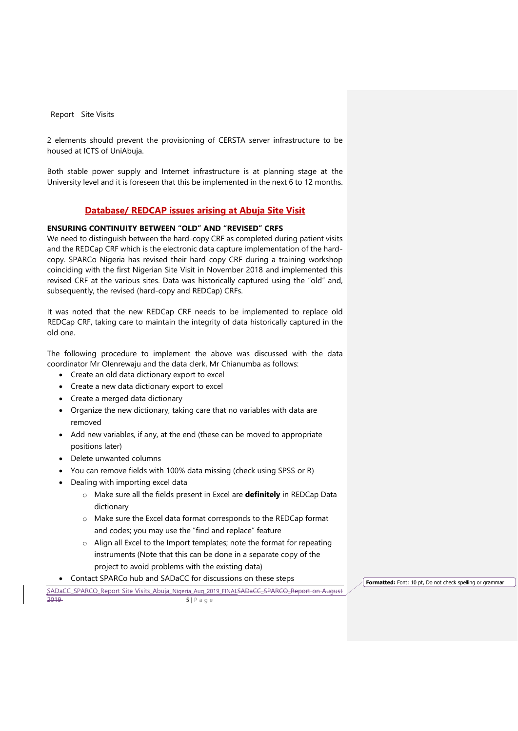2 elements should prevent the provisioning of CERSTA server infrastructure to be housed at ICTS of UniAbuja.

Both stable power supply and Internet infrastructure is at planning stage at the University level and it is foreseen that this be implemented in the next 6 to 12 months.

## Database/ REDCAP issues arising at Abuja Site Visit

**ENSURING CONTINUITY BETWEEN "OLD" AND "REVISED" CRFS**

We need to distinguish between the hard-copy CRF as completed during patient visits and the REDCap CRF which is the electronic data capture implementation of the hard-copy. SPARCo Nigeria has revised their hard-copy CRF during a training workshop coinciding with the first Nigerian Site Visit in November 2018 and implemented this revised CRF at the various sites. Data was historically captured using the "old" and, subsequently, the revised (hard-copy and REDCap) CRFs.

It was noted that the new REDCap CRF needs to be implemented to replace old REDCap CRF, taking care to maintain the integrity of data historically captured in the old one.

The following procedure to implement the above was discussed with the data coordinator Mr Olenrewaju and the data clerk, Mr Chianumba as follows:

- Create an old data dictionary export to excel
- Create a new data dictionary export to excel
- Create a merged data dictionary
- Organize the new dictionary, taking care that no variables with data are removed
- Add new variables, if any, at the end (these can be moved to appropriate positions later)
- Delete unwanted columns
- You can remove fields with 100% data missing (check using SPSS or R)
- Dealing with importing excel data
  - Make sure all the fields present in Excel are **definitely** in REDCap Data dictionary
  - Make sure the Excel data format corresponds to the REDCap format and codes; you may use the "find and replace" feature
  - Align all Excel to the Import templates; note the format for repeating instruments (Note that this can be done in a separate copy of the project to avoid problems with the existing data)
- Contact SPARCo hub and SADaCC for discussions on these steps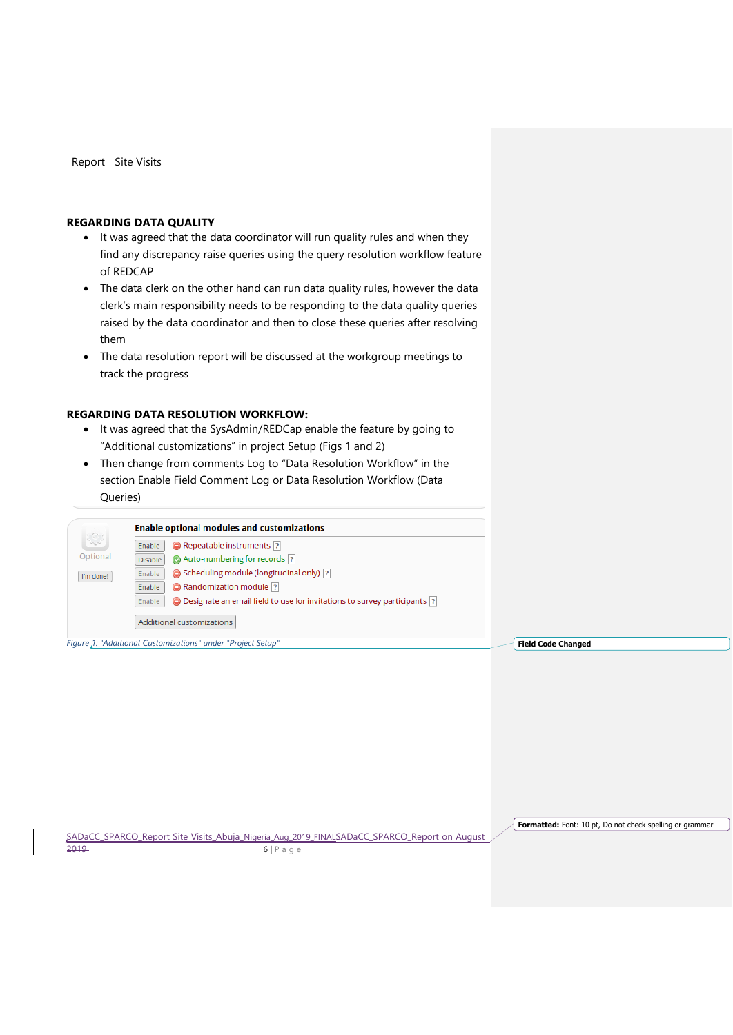Report Site Visits

## REGARDING DATA QUALITY

- It was agreed that the data coordinator will run quality rules and when they find any discrepancy raise queries using the query resolution workflow feature of REDCAP
- The data clerk on the other hand can run data quality rules, however the data clerk's main responsibility needs to be responding to the data quality queries raised by the data coordinator and then to close these queries after resolving them
- The data resolution report will be discussed at the workgroup meetings to track the progress

## REGARDING DATA RESOLUTION WORKFLOW:

- It was agreed that the SysAdmin/REDCap enable the feature by going to "Additional customizations" in project Setup (Figs 1 and 2)
- Then change from comments Log to "Data Resolution Workflow" in the section Enable Field Comment Log or Data Resolution Workflow (Data Queries)

**Enable optional modules and customizations**

Optional

I'm done!

- Enable — Repeatable instruments
- Disable — Auto-numbering for records
- Enable — Scheduling module (longitudinal only)
- Enable — Randomization module
- Enable — Designate an email field to use for invitations to survey participants

Additional customizations

*Figure 1: "Additional Customizations" under "Project Setup"*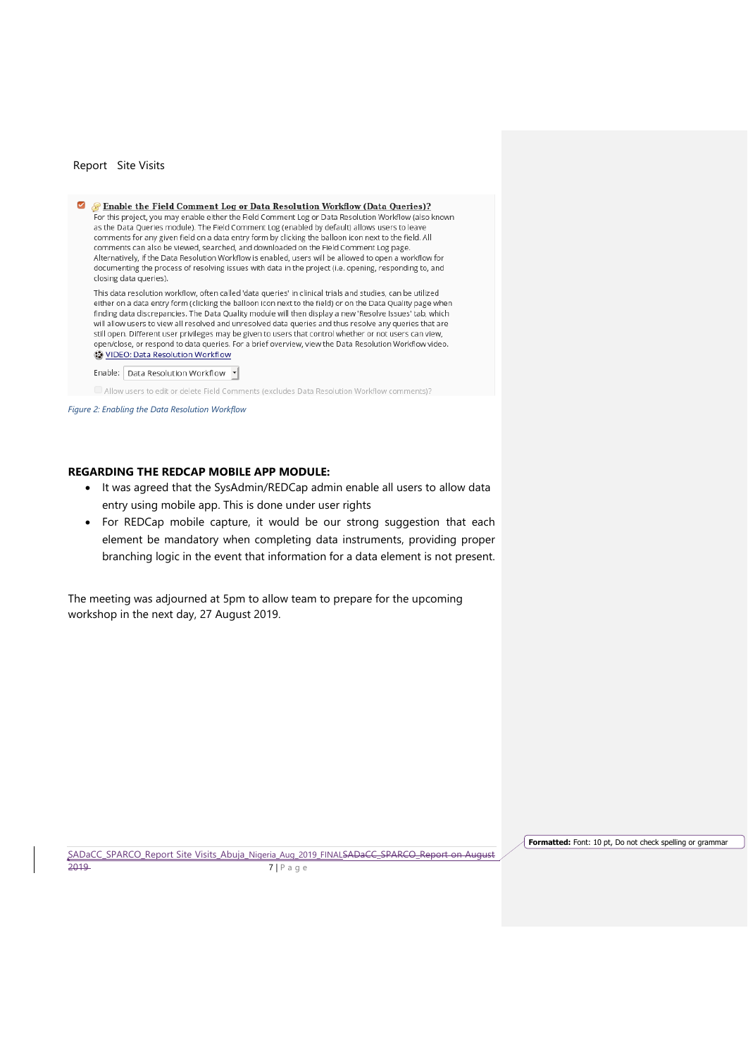Enable the Field Comment Log or Data Resolution Workflow (Data Queries)?

For this project, you may enable either the Field Comment Log or Data Resolution Workflow (also known as the Data Queries module). The Field Comment Log (enabled by default) allows users to leave comments for any given field on a data entry form by clicking the balloon icon next to the field. All comments can also be viewed, searched, and downloaded on the Field Comment Log page. Alternatively, if the Data Resolution Workflow is enabled, users will be allowed to open a workflow for documenting the process of resolving issues with data in the project (i.e. opening, responding to, and closing data queries).

This data resolution workflow, often called 'data queries' in clinical trials and studies, can be utilized either on a data entry form (clicking the balloon icon next to the field) or on the Data Quality page when finding data discrepancies. The Data Quality module will then display a new 'Resolve Issues' tab, which will allow users to view all resolved and unresolved data queries and thus resolve any queries that are still open. Different user privileges may be given to users that control whether or not users can view, open/close, or respond to data queries. For a brief overview, view the Data Resolution Workflow video.

VIDEO: Data Resolution Workflow

Enable: Data Resolution Workflow

Allow users to edit or delete Field Comments (excludes Data Resolution Workflow comments)?

*Figure 2: Enabling the Data Resolution Workflow*

**REGARDING THE REDCAP MOBILE APP MODULE:**

- It was agreed that the SysAdmin/REDCap admin enable all users to allow data entry using mobile app. This is done under user rights
- For REDCap mobile capture, it would be our strong suggestion that each element be mandatory when completing data instruments, providing proper branching logic in the event that information for a data element is not present.

The meeting was adjourned at 5pm to allow team to prepare for the upcoming workshop in the next day, 27 August 2019.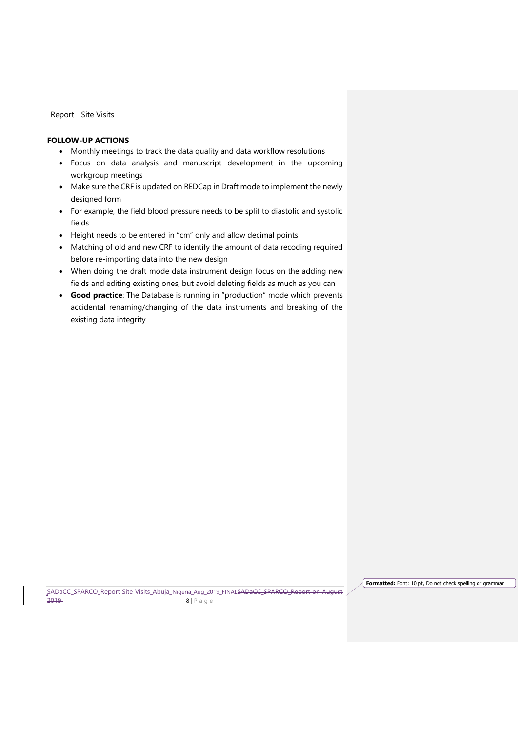## FOLLOW-UP ACTIONS

- Monthly meetings to track the data quality and data workflow resolutions
- Focus on data analysis and manuscript development in the upcoming workgroup meetings
- Make sure the CRF is updated on REDCap in Draft mode to implement the newly designed form
- For example, the field blood pressure needs to be split to diastolic and systolic fields
- Height needs to be entered in "cm" only and allow decimal points
- Matching of old and new CRF to identify the amount of data recoding required before re-importing data into the new design
- When doing the draft mode data instrument design focus on the adding new fields and editing existing ones, but avoid deleting fields as much as you can
- **Good practice**: The Database is running in "production" mode which prevents accidental renaming/changing of the data instruments and breaking of the existing data integrity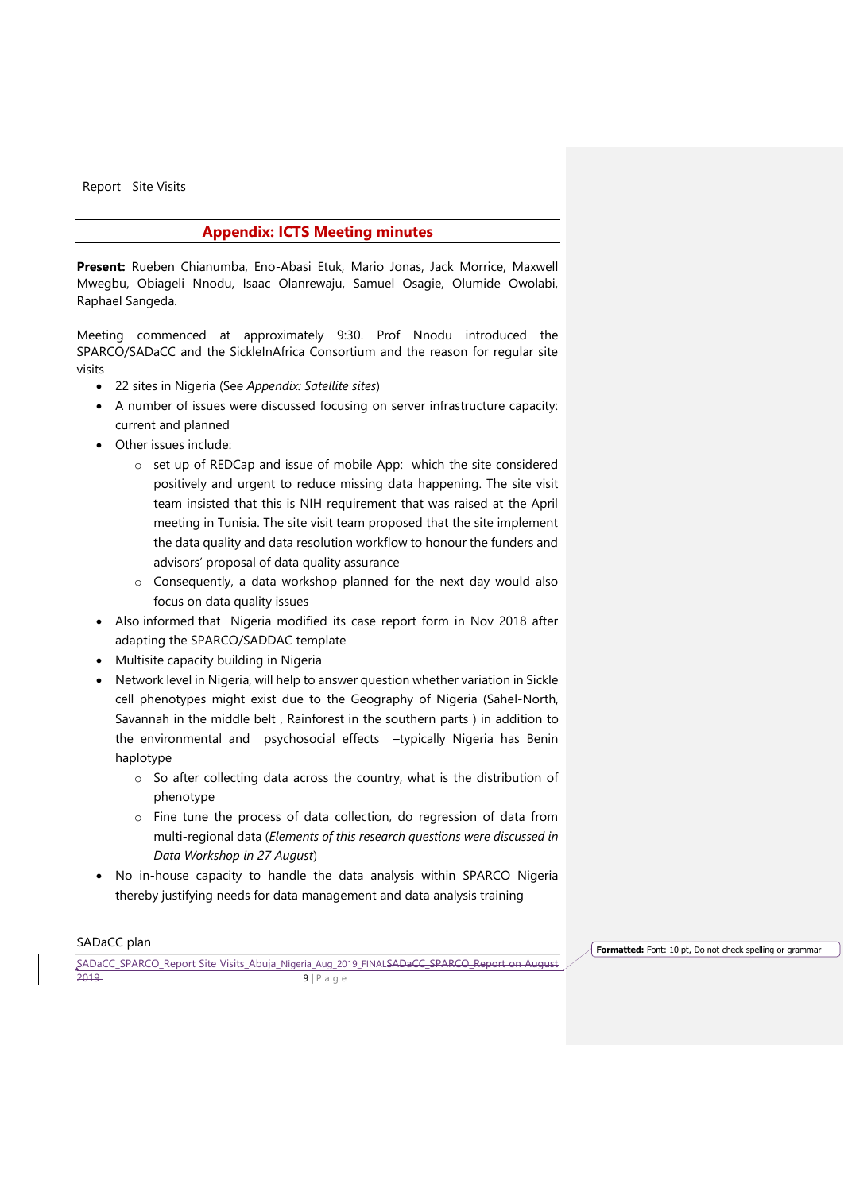## Appendix: ICTS Meeting minutes

**Present:** Rueben Chianumba, Eno-Abasi Etuk, Mario Jonas, Jack Morrice, Maxwell Mwegbu, Obiageli Nnodu, Isaac Olanrewaju, Samuel Osagie, Olumide Owolabi, Raphael Sangeda.

Meeting commenced at approximately 9:30. Prof Nnodu introduced the SPARCO/SADaCC and the SickleInAfrica Consortium and the reason for regular site visits

- 22 sites in Nigeria (See *Appendix: Satellite sites*)
- A number of issues were discussed focusing on server infrastructure capacity: current and planned
- Other issues include:
  - set up of REDCap and issue of mobile App: which the site considered positively and urgent to reduce missing data happening. The site visit team insisted that this is NIH requirement that was raised at the April meeting in Tunisia. The site visit team proposed that the site implement the data quality and data resolution workflow to honour the funders and advisors' proposal of data quality assurance
  - Consequently, a data workshop planned for the next day would also focus on data quality issues
- Also informed that Nigeria modified its case report form in Nov 2018 after adapting the SPARCO/SADDAC template
- Multisite capacity building in Nigeria
- Network level in Nigeria, will help to answer question whether variation in Sickle cell phenotypes might exist due to the Geography of Nigeria (Sahel-North, Savannah in the middle belt , Rainforest in the southern parts ) in addition to the environmental and psychosocial effects –typically Nigeria has Benin haplotype
  - So after collecting data across the country, what is the distribution of phenotype
  - Fine tune the process of data collection, do regression of data from multi-regional data (*Elements of this research questions were discussed in Data Workshop in 27 August*)
- No in-house capacity to handle the data analysis within SPARCO Nigeria thereby justifying needs for data management and data analysis training

SADaCC plan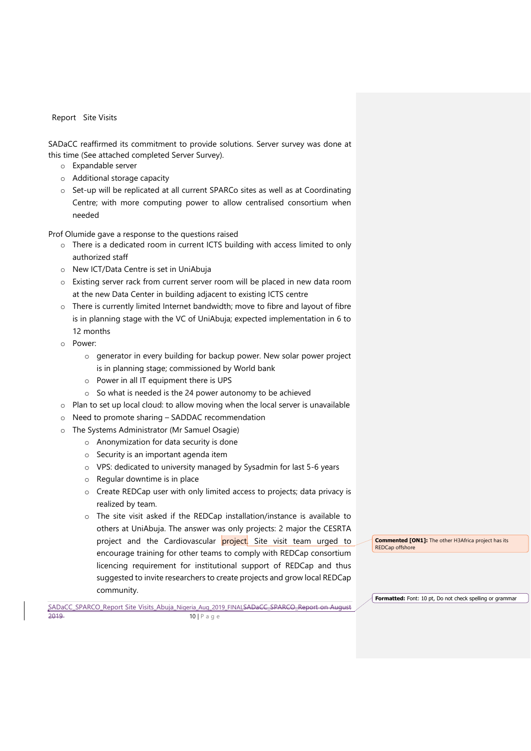SADaCC reaffirmed its commitment to provide solutions. Server survey was done at this time (See attached completed Server Survey).

- Expandable server
- Additional storage capacity
- Set-up will be replicated at all current SPARCo sites as well as at Coordinating Centre; with more computing power to allow centralised consortium when needed

Prof Olumide gave a response to the questions raised

- There is a dedicated room in current ICTS building with access limited to only authorized staff
- New ICT/Data Centre is set in UniAbuja
- Existing server rack from current server room will be placed in new data room at the new Data Center in building adjacent to existing ICTS centre
- There is currently limited Internet bandwidth; move to fibre and layout of fibre is in planning stage with the VC of UniAbuja; expected implementation in 6 to 12 months
- Power:
  - generator in every building for backup power. New solar power project is in planning stage; commissioned by World bank
  - Power in all IT equipment there is UPS
  - So what is needed is the 24 power autonomy to be achieved
- Plan to set up local cloud: to allow moving when the local server is unavailable
- Need to promote sharing – SADDAC recommendation
- The Systems Administrator (Mr Samuel Osagie)
  - Anonymization for data security is done
  - Security is an important agenda item
  - VPS: dedicated to university managed by Sysadmin for last 5-6 years
  - Regular downtime is in place
  - Create REDCap user with only limited access to projects; data privacy is realized by team.
  - The site visit asked if the REDCap installation/instance is available to others at UniAbuja. The answer was only projects: 2 major the CESRTA project and the Cardiovascular project. Site visit team urged to encourage training for other teams to comply with REDCap consortium licencing requirement for institutional support of REDCap and thus suggested to invite researchers to create projects and grow local REDCap community.

**Commented [ON1]:** The other H3Africa project has its REDCap offshore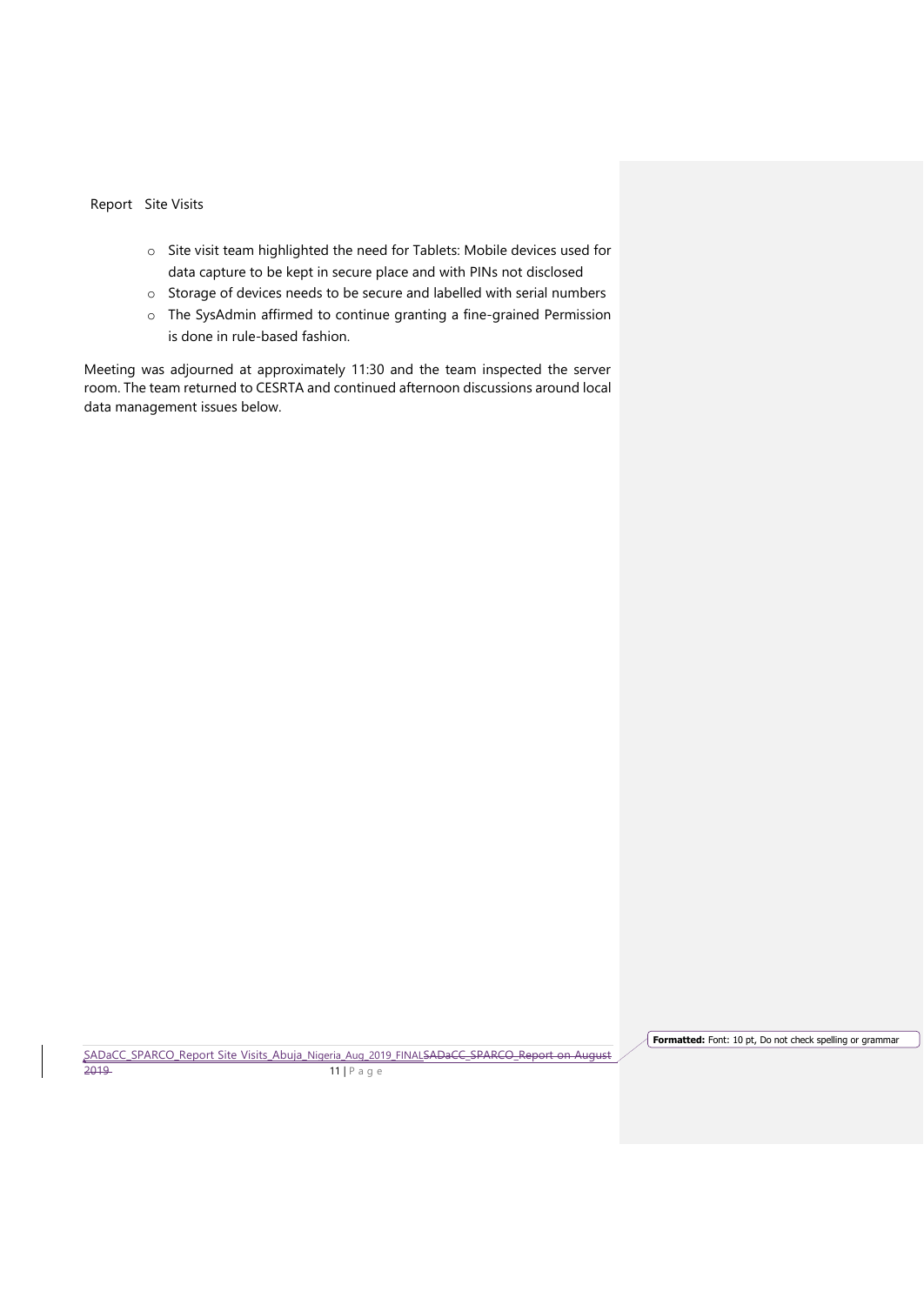- Site visit team highlighted the need for Tablets: Mobile devices used for data capture to be kept in secure place and with PINs not disclosed
- Storage of devices needs to be secure and labelled with serial numbers
- The SysAdmin affirmed to continue granting a fine-grained Permission is done in rule-based fashion.

Meeting was adjourned at approximately 11:30 and the team inspected the server room. The team returned to CESRTA and continued afternoon discussions around local data management issues below.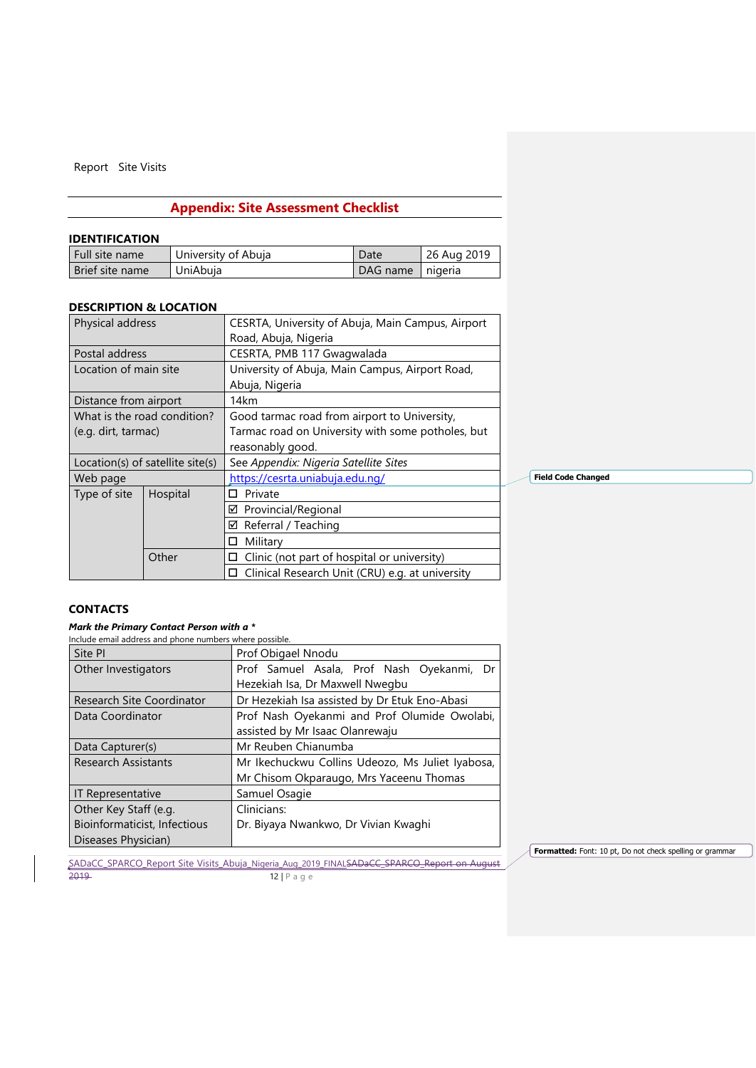## Appendix: Site Assessment Checklist

### IDENTIFICATION

| Full site name | University of Abuja | Date | 26 Aug 2019 |
|---|---|---|---|
| Brief site name | UniAbuja | DAG name | nigeria |

### DESCRIPTION & LOCATION

| | | |
|---|---|---|
| Physical address | | CESRTA, University of Abuja, Main Campus, Airport Road, Abuja, Nigeria |
| Postal address | | CESRTA, PMB 117 Gwagwalada |
| Location of main site | | University of Abuja, Main Campus, Airport Road, Abuja, Nigeria |
| Distance from airport | | 14km |
| What is the road condition? (e.g. dirt, tarmac) | | Good tarmac road from airport to University, Tarmac road on University with some potholes, but reasonably good. |
| Location(s) of satellite site(s) | | See *Appendix: Nigeria Satellite Sites* |
| Web page | | https://cesrta.uniabuja.edu.ng/ |
| Type of site | Hospital | ☐ Private |
| | | ☑ Provincial/Regional |
| | | ☑ Referral / Teaching |
| | | ☐ Military |
| | Other | ☐ Clinic (not part of hospital or university) |
| | | ☐ Clinical Research Unit (CRU) e.g. at university |

### CONTACTS

***Mark the Primary Contact Person with a \****

Include email address and phone numbers where possible.

| | |
|---|---|
| Site PI | Prof Obigael Nnodu |
| Other Investigators | Prof Samuel Asala, Prof Nash Oyekanmi, Dr Hezekiah Isa, Dr Maxwell Nwegbu |
| Research Site Coordinator | Dr Hezekiah Isa assisted by Dr Etuk Eno-Abasi |
| Data Coordinator | Prof Nash Oyekanmi and Prof Olumide Owolabi, assisted by Mr Isaac Olanrewaju |
| Data Capturer(s) | Mr Reuben Chianumba |
| Research Assistants | Mr Ikechuckwu Collins Udeozo, Ms Juliet Iyabosa, Mr Chisom Okparaugo, Mrs Yaceenu Thomas |
| IT Representative | Samuel Osagie |
| Other Key Staff (e.g. Bioinformaticist, Infectious Diseases Physician) | Clinicians:<br>Dr. Biyaya Nwankwo, Dr Vivian Kwaghi |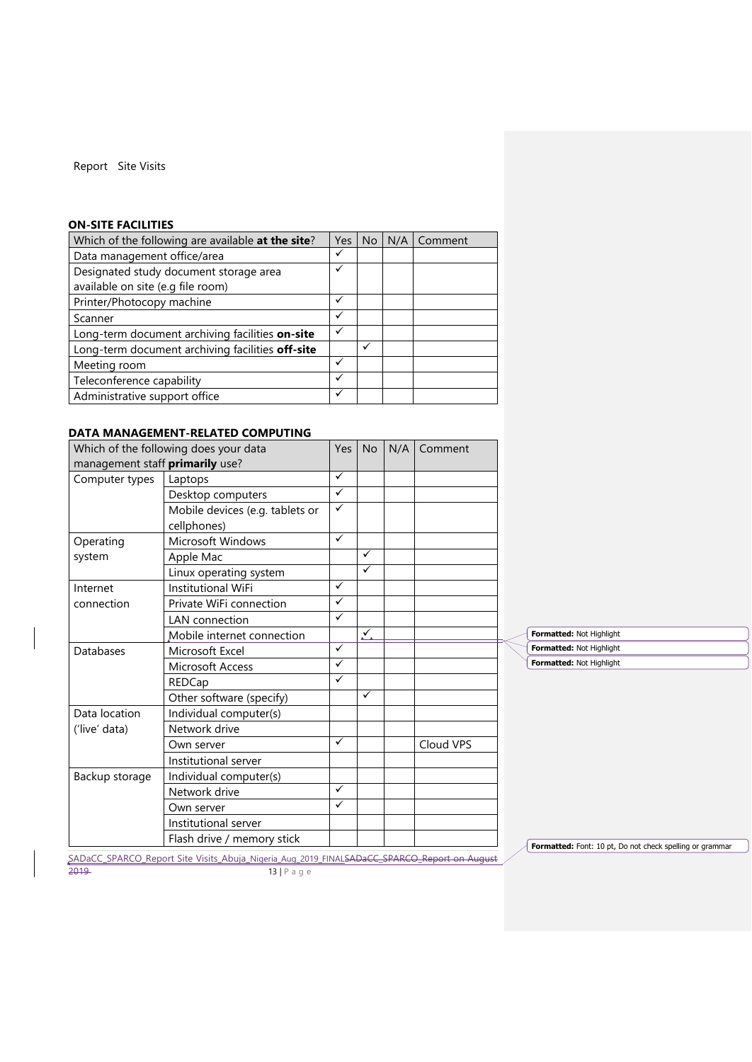## ON-SITE FACILITIES

| Which of the following are available **at the site**? | Yes | No | N/A | Comment |
|---|---|---|---|---|
| Data management office/area | ✓ | | | |
| Designated study document storage area available on site (e.g file room) | ✓ | | | |
| Printer/Photocopy machine | ✓ | | | |
| Scanner | ✓ | | | |
| Long-term document archiving facilities **on-site** | ✓ | | | |
| Long-term document archiving facilities **off-site** | | ✓ | | |
| Meeting room | ✓ | | | |
| Teleconference capability | ✓ | | | |
| Administrative support office | ✓ | | | |

## DATA MANAGEMENT-RELATED COMPUTING

| Which of the following does your data management staff **primarily** use? | | Yes | No | N/A | Comment |
|---|---|---|---|---|---|
| Computer types | Laptops | ✓ | | | |
| | Desktop computers | ✓ | | | |
| | Mobile devices (e.g. tablets or cellphones) | ✓ | | | |
| Operating system | Microsoft Windows | ✓ | | | |
| | Apple Mac | | ✓ | | |
| | Linux operating system | | ✓ | | |
| Internet connection | Institutional WiFi | ✓ | | | |
| | Private WiFi connection | ✓ | | | |
| | LAN connection | ✓ | | | |
| | Mobile internet connection | | ✓ | | |
| Databases | Microsoft Excel | ✓ | | | |
| | Microsoft Access | ✓ | | | |
| | REDCap | ✓ | | | |
| | Other software (specify) | | ✓ | | |
| Data location ('live' data) | Individual computer(s) | | | | |
| | Network drive | | | | |
| | Own server | ✓ | | | Cloud VPS |
| | Institutional server | | | | |
| Backup storage | Individual computer(s) | | | | |
| | Network drive | ✓ | | | |
| | Own server | ✓ | | | |
| | Institutional server | | | | |
| | Flash drive / memory stick | | | | |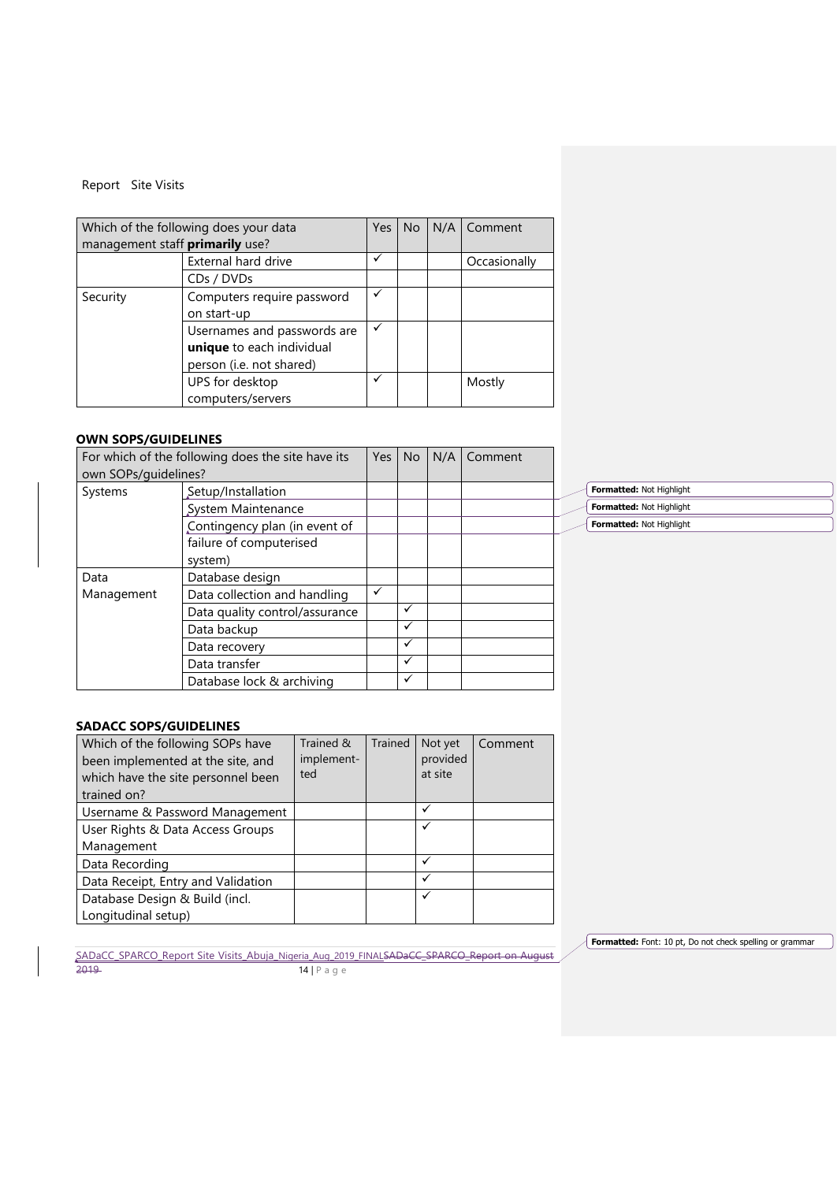| Which of the following does your data management staff **primarily** use? | | Yes | No | N/A | Comment |
|---|---|---|---|---|---|
| | External hard drive | ✓ | | | Occasionally |
| | CDs / DVDs | | | | |
| Security | Computers require password on start-up | ✓ | | | |
| | Usernames and passwords are **unique** to each individual person (i.e. not shared) | ✓ | | | |
| | UPS for desktop computers/servers | ✓ | | | Mostly |

**OWN SOPS/GUIDELINES**

| For which of the following does the site have its own SOPs/guidelines? | | Yes | No | N/A | Comment |
|---|---|---|---|---|---|
| Systems | Setup/Installation | | | | |
| | System Maintenance | | | | |
| | Contingency plan (in event of failure of computerised system) | | | | |
| Data Management | Database design | | | | |
| | Data collection and handling | ✓ | | | |
| | Data quality control/assurance | | ✓ | | |
| | Data backup | | ✓ | | |
| | Data recovery | | ✓ | | |
| | Data transfer | | ✓ | | |
| | Database lock & archiving | | ✓ | | |

**SADACC SOPS/GUIDELINES**

| Which of the following SOPs have been implemented at the site, and which have the site personnel been trained on? | Trained & implement-ted | Trained | Not yet provided at site | Comment |
|---|---|---|---|---|
| Username & Password Management | | | ✓ | |
| User Rights & Data Access Groups Management | | | ✓ | |
| Data Recording | | | ✓ | |
| Data Receipt, Entry and Validation | | | ✓ | |
| Database Design & Build (incl. Longitudinal setup) | | | ✓ | |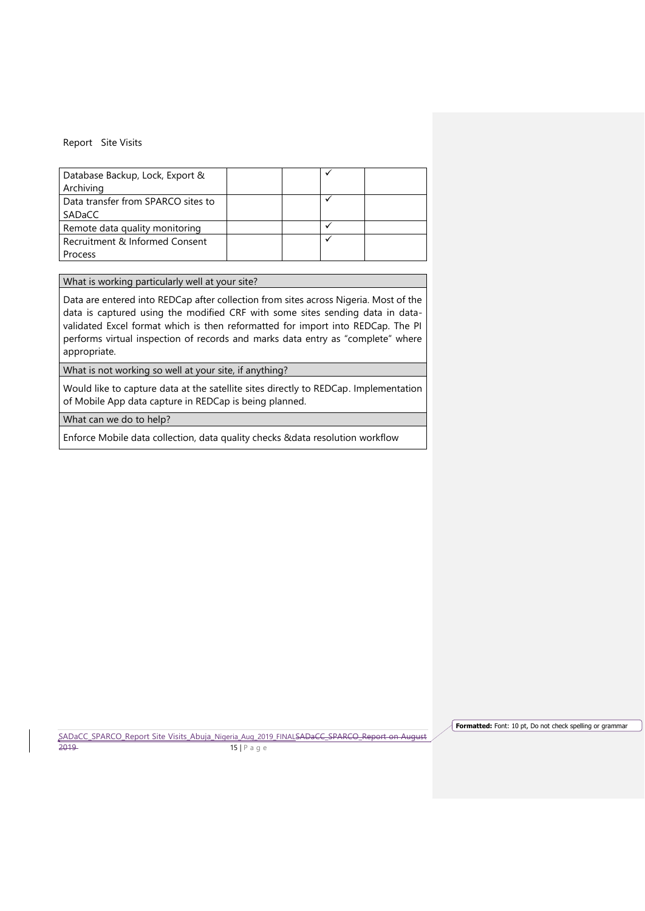| | | | | |
|---|---|---|---|---|
| Database Backup, Lock, Export & Archiving | | | ✓ | |
| Data transfer from SPARCO sites to SADaCC | | | ✓ | |
| Remote data quality monitoring | | | ✓ | |
| Recruitment & Informed Consent Process | | | ✓ | |

| What is working particularly well at your site? |
|---|
| Data are entered into REDCap after collection from sites across Nigeria. Most of the data is captured using the modified CRF with some sites sending data in data-validated Excel format which is then reformatted for import into REDCap. The PI performs virtual inspection of records and marks data entry as "complete" where appropriate. |
| **What is not working so well at your site, if anything?** |
| Would like to capture data at the satellite sites directly to REDCap. Implementation of Mobile App data capture in REDCap is being planned. |
| **What can we do to help?** |
| Enforce Mobile data collection, data quality checks &data resolution workflow |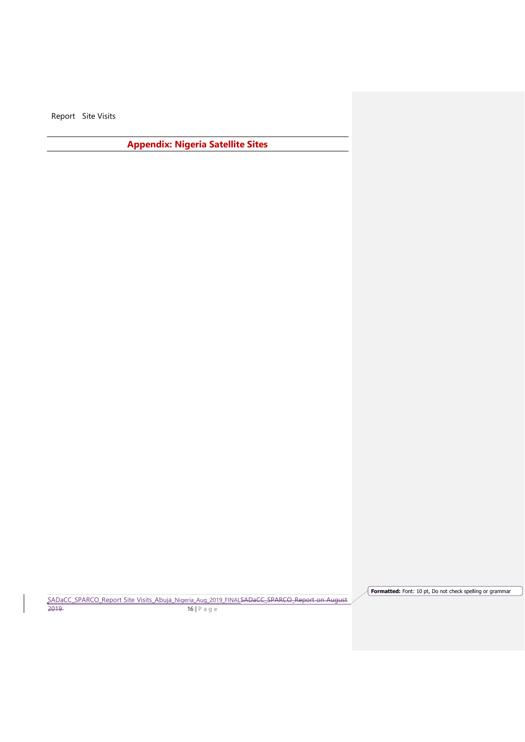## Appendix: Nigeria Satellite Sites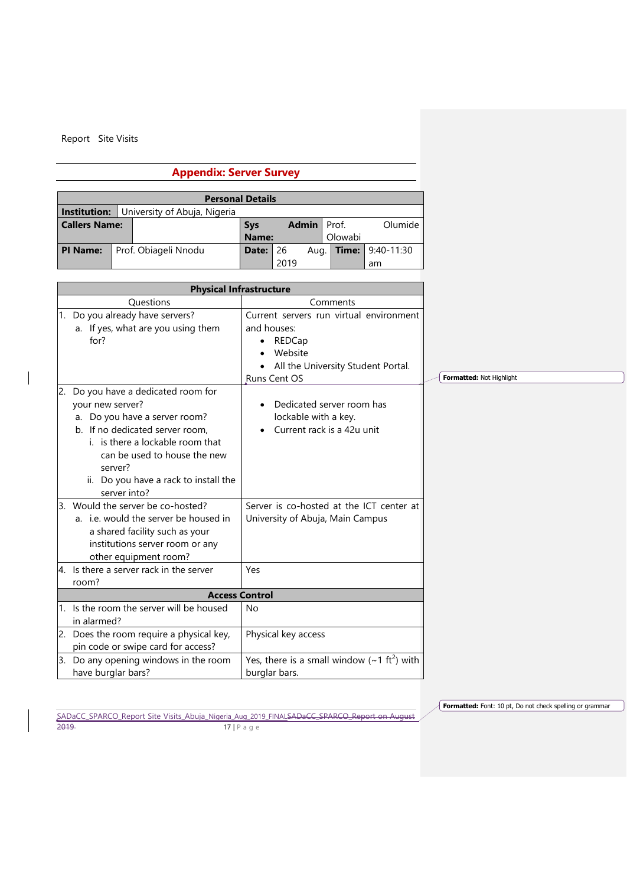## Appendix: Server Survey

| Personal Details | | | | | |
|---|---|---|---|---|---|
| **Institution:** | University of Abuja, Nigeria | | | | |
| **Callers Name:** | | **Sys Admin Name:** | Prof. Olumide Olowabi | | |
| **PI Name:** | Prof. Obiageli Nnodu | **Date:** | 26 Aug. 2019 | **Time:** | 9:40-11:30 am |

| Physical Infrastructure | |
|---|---|
| Questions | Comments |
| 1. Do you already have servers?<br>a. If yes, what are you using them for? | Current servers run virtual environment and houses:<br>• REDCap<br>• Website<br>• All the University Student Portal.<br>Runs Cent OS |
| 2. Do you have a dedicated room for your new server?<br>a. Do you have a server room?<br>b. If no dedicated server room,<br>i. is there a lockable room that can be used to house the new server?<br>ii. Do you have a rack to install the server into? | • Dedicated server room has lockable with a key.<br>• Current rack is a 42u unit |
| 3. Would the server be co-hosted?<br>a. i.e. would the server be housed in a shared facility such as your institutions server room or any other equipment room? | Server is co-hosted at the ICT center at University of Abuja, Main Campus |
| 4. Is there a server rack in the server room? | Yes |
| **Access Control** | |
| 1. Is the room the server will be housed in alarmed? | No |
| 2. Does the room require a physical key, pin code or swipe card for access? | Physical key access |
| 3. Do any opening windows in the room have burglar bars? | Yes, there is a small window (~1 $ft^2$) with burglar bars. |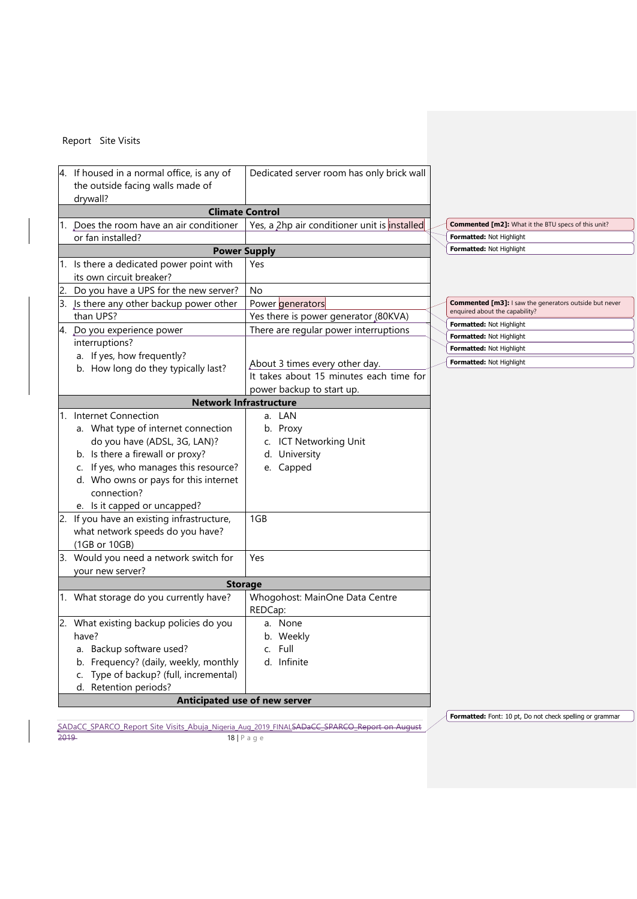| 4. If housed in a normal office, is any of the outside facing walls made of drywall? | Dedicated server room has only brick wall |
|---|---|
| **Climate Control** | |
| 1. Does the room have an air conditioner or fan installed? | Yes, a 2hp air conditioner unit is installed |
| **Power Supply** | |
| 1. Is there a dedicated power point with its own circuit breaker? | Yes |
| 2. Do you have a UPS for the new server? | No |
| 3. Is there any other backup power other than UPS? | Power generators<br>Yes there is power generator (80KVA) |
| 4. Do you experience power interruptions?<br>a. If yes, how frequently?<br>b. How long do they typically last? | There are regular power interruptions<br>About 3 times every other day.<br>It takes about 15 minutes each time for power backup to start up. |
| **Network Infrastructure** | |
| 1. Internet Connection<br>a. What type of internet connection do you have (ADSL, 3G, LAN)?<br>b. Is there a firewall or proxy?<br>c. If yes, who manages this resource?<br>d. Who owns or pays for this internet connection?<br>e. Is it capped or uncapped? | a. LAN<br>b. Proxy<br>c. ICT Networking Unit<br>d. University<br>e. Capped |
| 2. If you have an existing infrastructure, what network speeds do you have? (1GB or 10GB) | 1GB |
| 3. Would you need a network switch for your new server? | Yes |
| **Storage** | |
| 1. What storage do you currently have? | Whogohost: MainOne Data Centre<br>REDCap: |
| 2. What existing backup policies do you have?<br>a. Backup software used?<br>b. Frequency? (daily, weekly, monthly<br>c. Type of backup? (full, incremental)<br>d. Retention periods? | a. None<br>b. Weekly<br>c. Full<br>d. Infinite |
| **Anticipated use of new server** | |

Commented [m2]: What it the BTU specs of this unit?

Commented [m3]: I saw the generators outside but never enquired about the capability?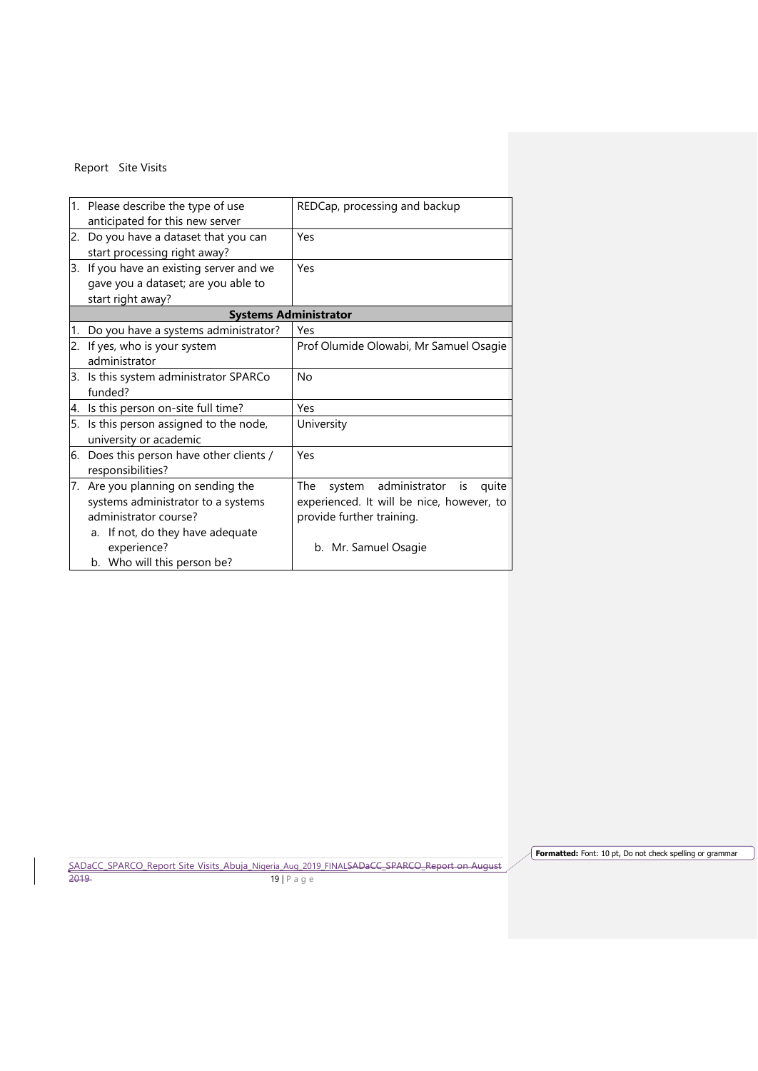| | |
|---|---|
| 1. Please describe the type of use anticipated for this new server | REDCap, processing and backup |
| 2. Do you have a dataset that you can start processing right away? | Yes |
| 3. If you have an existing server and we gave you a dataset; are you able to start right away? | Yes |
| **Systems Administrator** | |
| 1. Do you have a systems administrator? | Yes |
| 2. If yes, who is your system administrator | Prof Olumide Olowabi, Mr Samuel Osagie |
| 3. Is this system administrator SPARCo funded? | No |
| 4. Is this person on-site full time? | Yes |
| 5. Is this person assigned to the node, university or academic | University |
| 6. Does this person have other clients / responsibilities? | Yes |
| 7. Are you planning on sending the systems administrator to a systems administrator course? a. If not, do they have adequate experience? b. Who will this person be? | The system administrator is quite experienced. It will be nice, however, to provide further training. b. Mr. Samuel Osagie |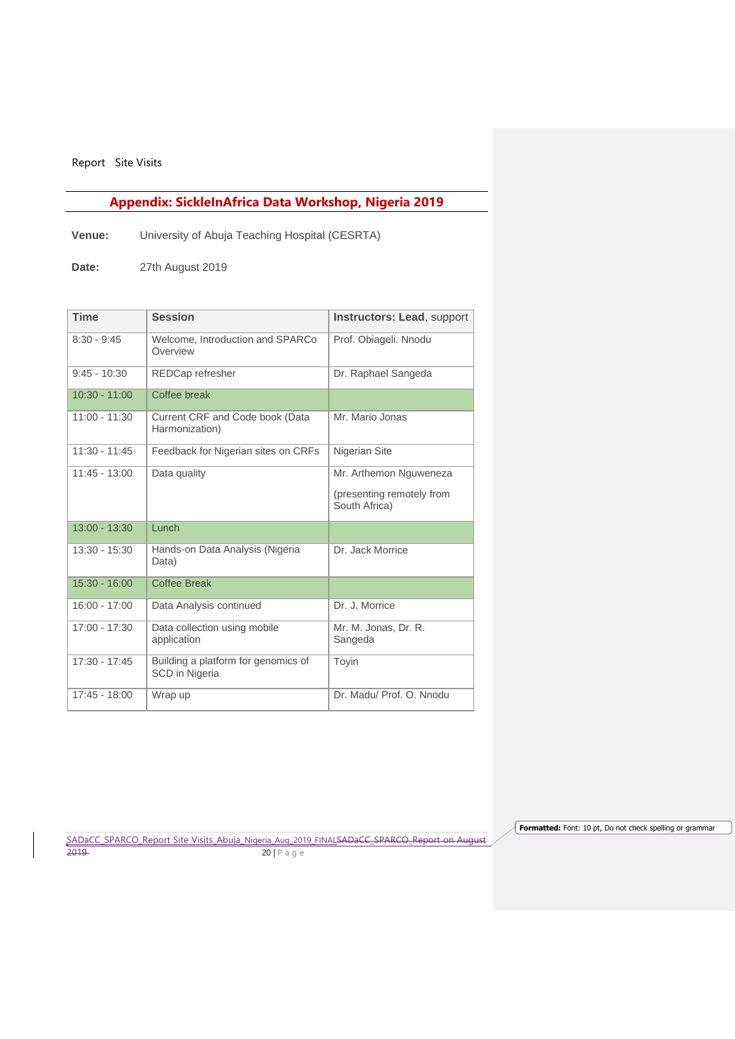## Appendix: SickleInAfrica Data Workshop, Nigeria 2019

**Venue:** University of Abuja Teaching Hospital (CESRTA)

**Date:** 27th August 2019

| Time | Session | Instructors: Lead, support |
|---|---|---|
| 8:30 - 9:45 | Welcome, Introduction and SPARCo Overview | Prof. Obiageli. Nnodu |
| 9:45 - 10:30 | REDCap refresher | Dr. Raphael Sangeda |
| 10:30 - 11:00 | Coffee break | |
| 11:00 - 11:30 | Current CRF and Code book (Data Harmonization) | Mr. Mario Jonas |
| 11:30 - 11:45 | Feedback for Nigerian sites on CRFs | Nigerian Site |
| 11:45 - 13:00 | Data quality | Mr. Arthemon Nguweneza (presenting remotely from South Africa) |
| 13:00 - 13:30 | Lunch | |
| 13:30 - 15:30 | Hands-on Data Analysis (Nigeria Data) | Dr. Jack Morrice |
| 15:30 - 16:00 | Coffee Break | |
| 16:00 - 17:00 | Data Analysis continued | Dr. J. Morrice |
| 17:00 - 17:30 | Data collection using mobile application | Mr. M. Jonas, Dr. R. Sangeda |
| 17:30 - 17:45 | Building a platform for genomics of SCD in Nigeria | Toyin |
| 17:45 - 18:00 | Wrap up | Dr. Madu/ Prof. O. Nnodu |